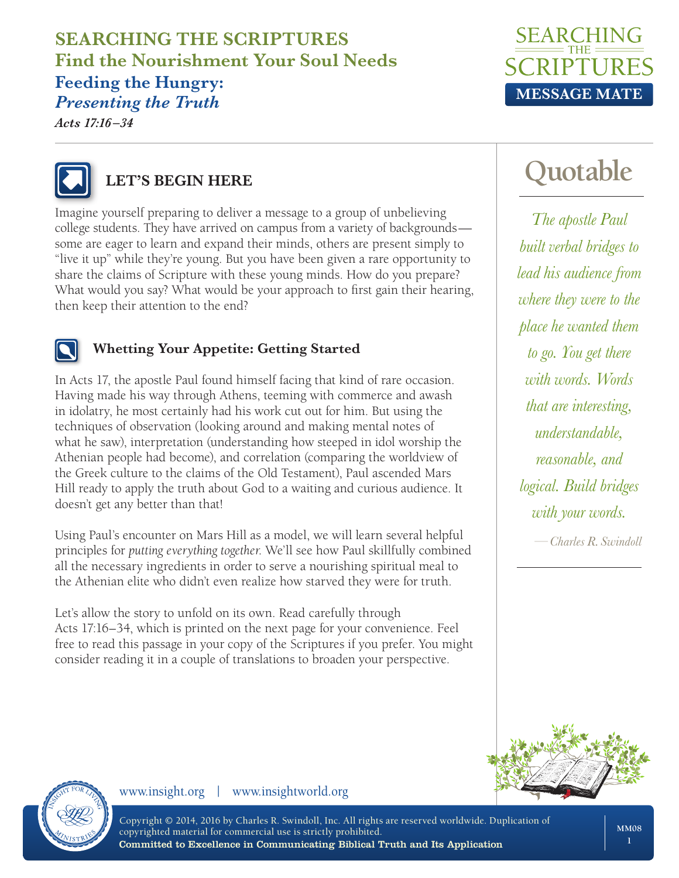# SEARCHING THE SCRIPTURES

## Find the Nourishment Your Soul Needs

## Feeding the Hungry: *Presenting the Truth*

*Acts 17:16–34*

SEARCHING THE SCRIPTURES MESSAGE MATE

### LET'S BEGIN HERE

Imagine yourself preparing to deliver a message to a group of unbelieving college students. They have arrived on campus from a variety of backgrounds—some are eager to learn and expand their minds, others are present simply to "live it up" while they're young. But you have been given a rare opportunity to share the claims of Scripture with these young minds. How do you prepare? What would you say? What would be your approach to first gain their hearing, then keep their attention to the end?

### Whetting Your Appetite: Getting Started

In Acts 17, the apostle Paul found himself facing that kind of rare occasion. Having made his way through Athens, teeming with commerce and awash in idolatry, he most certainly had his work cut out for him. But using the techniques of observation (looking around and making mental notes of what he saw), interpretation (understanding how steeped in idol worship the Athenian people had become), and correlation (comparing the worldview of the Greek culture to the claims of the Old Testament), Paul ascended Mars Hill ready to apply the truth about God to a waiting and curious audience. It doesn't get any better than that!

Using Paul's encounter on Mars Hill as a model, we will learn several helpful principles for *putting everything together*. We'll see how Paul skillfully combined all the necessary ingredients in order to serve a nourishing spiritual meal to the Athenian elite who didn't even realize how starved they were for truth.

Let's allow the story to unfold on its own. Read carefully through Acts 17:16–34, which is printed on the next page for your convenience. Feel free to read this passage in your copy of the Scriptures if you prefer. You might consider reading it in a couple of translations to broaden your perspective.

## Quotable

*The apostle Paul built verbal bridges to lead his audience from where they were to the place he wanted them to go. You get there with words. Words that are interesting, understandable, reasonable, and logical. Build bridges with your words.*

—*Charles R. Swindoll*

www.insight.org | www.insightworld.org

Copyright © 2014, 2016 by Charles R. Swindoll, Inc. All rights are reserved worldwide. Duplication of copyrighted material for commercial use is strictly prohibited.
**Committed to Excellence in Communicating Biblical Truth and Its Application**

MM08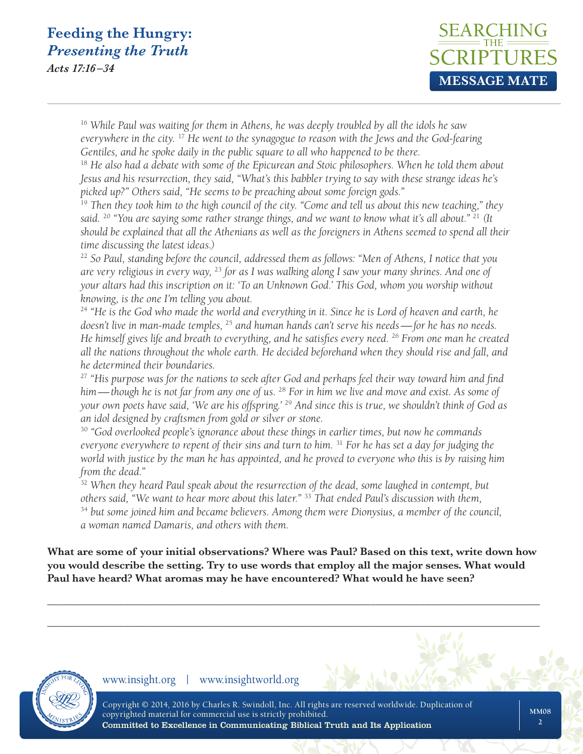# Feeding the Hungry: *Presenting the Truth*

*Acts 17:16–34*

*[16] While Paul was waiting for them in Athens, he was deeply troubled by all the idols he saw everywhere in the city. [17] He went to the synagogue to reason with the Jews and the God-fearing Gentiles, and he spoke daily in the public square to all who happened to be there.*

*[18] He also had a debate with some of the Epicurean and Stoic philosophers. When he told them about Jesus and his resurrection, they said, "What's this babbler trying to say with these strange ideas he's picked up?" Others said, "He seems to be preaching about some foreign gods."*

*[19] Then they took him to the high council of the city. "Come and tell us about this new teaching," they said. [20] "You are saying some rather strange things, and we want to know what it's all about." [21] (It should be explained that all the Athenians as well as the foreigners in Athens seemed to spend all their time discussing the latest ideas.)*

*[22] So Paul, standing before the council, addressed them as follows: "Men of Athens, I notice that you are very religious in every way, [23] for as I was walking along I saw your many shrines. And one of your altars had this inscription on it: 'To an Unknown God.' This God, whom you worship without knowing, is the one I'm telling you about.*

*[24] "He is the God who made the world and everything in it. Since he is Lord of heaven and earth, he doesn't live in man-made temples, [25] and human hands can't serve his needs—for he has no needs. He himself gives life and breath to everything, and he satisfies every need. [26] From one man he created all the nations throughout the whole earth. He decided beforehand when they should rise and fall, and he determined their boundaries.*

*[27] "His purpose was for the nations to seek after God and perhaps feel their way toward him and find him—though he is not far from any one of us. [28] For in him we live and move and exist. As some of your own poets have said, 'We are his offspring.' [29] And since this is true, we shouldn't think of God as an idol designed by craftsmen from gold or silver or stone.*

*[30] "God overlooked people's ignorance about these things in earlier times, but now he commands everyone everywhere to repent of their sins and turn to him. [31] For he has set a day for judging the world with justice by the man he has appointed, and he proved to everyone who this is by raising him from the dead."*

*[32] When they heard Paul speak about the resurrection of the dead, some laughed in contempt, but others said, "We want to hear more about this later." [33] That ended Paul's discussion with them, [34] but some joined him and became believers. Among them were Dionysius, a member of the council, a woman named Damaris, and others with them.*

**What are some of your initial observations? Where was Paul? Based on this text, write down how you would describe the setting. Try to use words that employ all the major senses. What would Paul have heard? What aromas may he have encountered? What would he have seen?**

_______________________________________________________________________________

_______________________________________________________________________________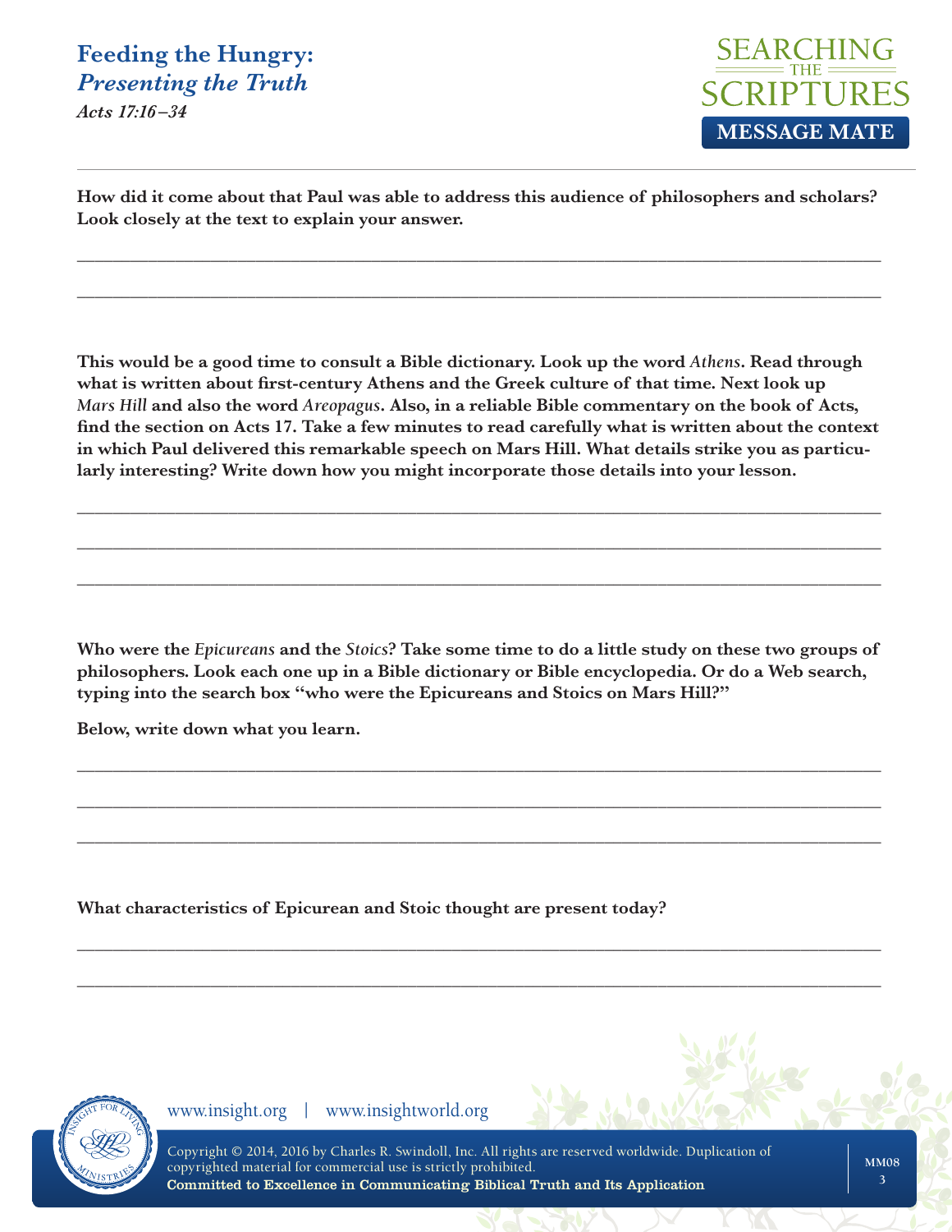How did it come about that Paul was able to address this audience of philosophers and scholars? Look closely at the text to explain your answer.

______________________________________________________________________________

______________________________________________________________________________

This would be a good time to consult a Bible dictionary. Look up the word *Athens*. Read through what is written about first-century Athens and the Greek culture of that time. Next look up *Mars Hill* and also the word *Areopagus*. Also, in a reliable Bible commentary on the book of Acts, find the section on Acts 17. Take a few minutes to read carefully what is written about the context in which Paul delivered this remarkable speech on Mars Hill. What details strike you as particularly interesting? Write down how you might incorporate those details into your lesson.

______________________________________________________________________________

______________________________________________________________________________

______________________________________________________________________________

Who were the *Epicureans* and the *Stoics*? Take some time to do a little study on these two groups of philosophers. Look each one up in a Bible dictionary or Bible encyclopedia. Or do a Web search, typing into the search box "who were the Epicureans and Stoics on Mars Hill?"

Below, write down what you learn.

______________________________________________________________________________

______________________________________________________________________________

______________________________________________________________________________

What characteristics of Epicurean and Stoic thought are present today?

______________________________________________________________________________

______________________________________________________________________________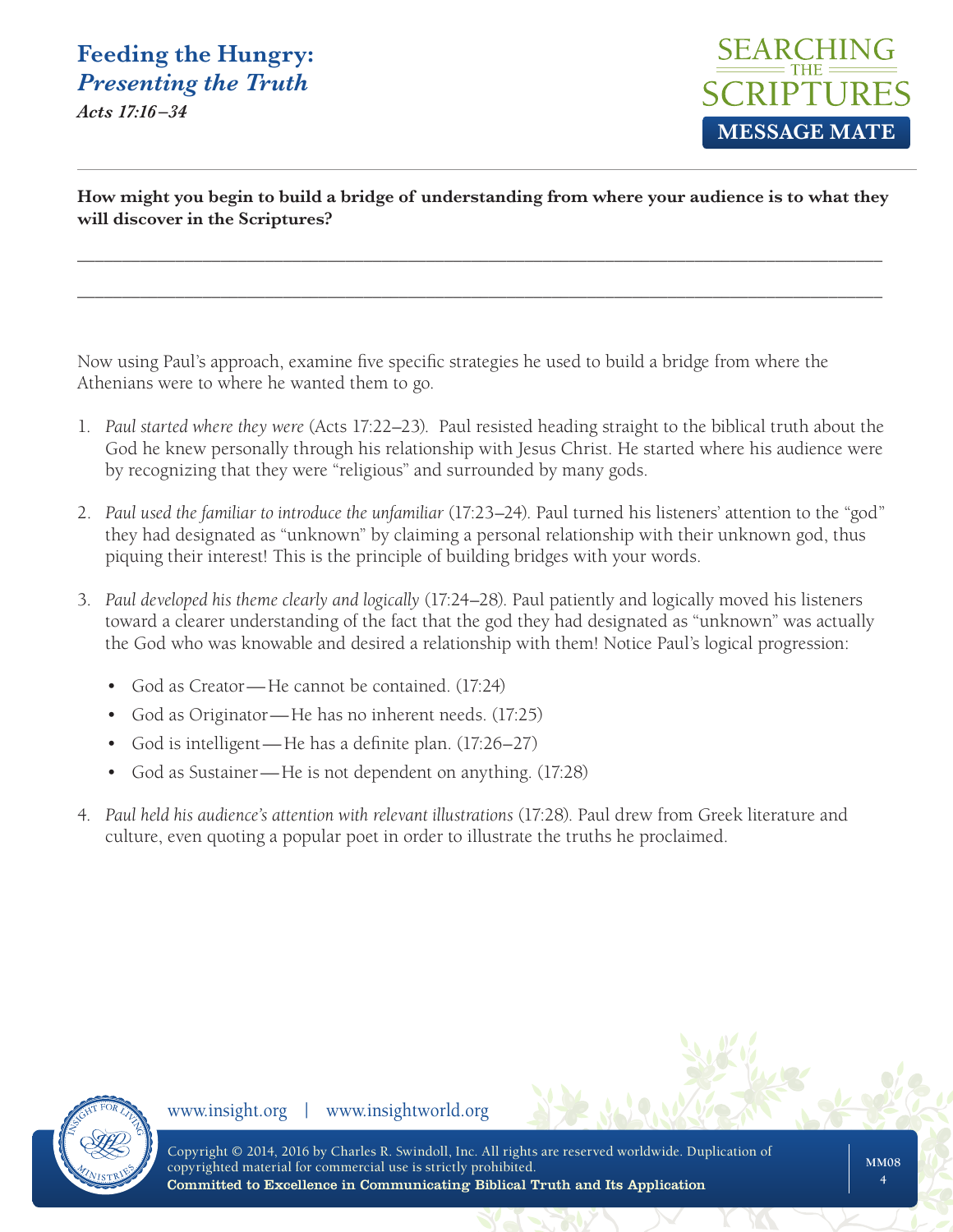**How might you begin to build a bridge of understanding from where your audience is to what they will discover in the Scriptures?**

\_\_\_\_\_\_\_\_\_\_\_\_\_\_\_\_\_\_\_\_\_\_\_\_\_\_\_\_\_\_\_\_\_\_\_\_\_\_\_\_\_\_\_\_\_\_\_\_\_\_\_\_\_\_\_\_\_\_\_\_\_\_\_\_\_\_\_\_\_\_\_\_\_\_\_\_\_\_

\_\_\_\_\_\_\_\_\_\_\_\_\_\_\_\_\_\_\_\_\_\_\_\_\_\_\_\_\_\_\_\_\_\_\_\_\_\_\_\_\_\_\_\_\_\_\_\_\_\_\_\_\_\_\_\_\_\_\_\_\_\_\_\_\_\_\_\_\_\_\_\_\_\_\_\_\_\_

Now using Paul's approach, examine five specific strategies he used to build a bridge from where the Athenians were to where he wanted them to go.

1. *Paul started where they were* (Acts 17:22–23). Paul resisted heading straight to the biblical truth about the God he knew personally through his relationship with Jesus Christ. He started where his audience were by recognizing that they were "religious" and surrounded by many gods.

2. *Paul used the familiar to introduce the unfamiliar* (17:23–24). Paul turned his listeners' attention to the "god" they had designated as "unknown" by claiming a personal relationship with their unknown god, thus piquing their interest! This is the principle of building bridges with your words.

3. *Paul developed his theme clearly and logically* (17:24–28). Paul patiently and logically moved his listeners toward a clearer understanding of the fact that the god they had designated as "unknown" was actually the God who was knowable and desired a relationship with them! Notice Paul's logical progression:

   - God as Creator—He cannot be contained. (17:24)
   - God as Originator—He has no inherent needs. (17:25)
   - God is intelligent—He has a definite plan. (17:26–27)
   - God as Sustainer—He is not dependent on anything. (17:28)

4. *Paul held his audience's attention with relevant illustrations* (17:28). Paul drew from Greek literature and culture, even quoting a popular poet in order to illustrate the truths he proclaimed.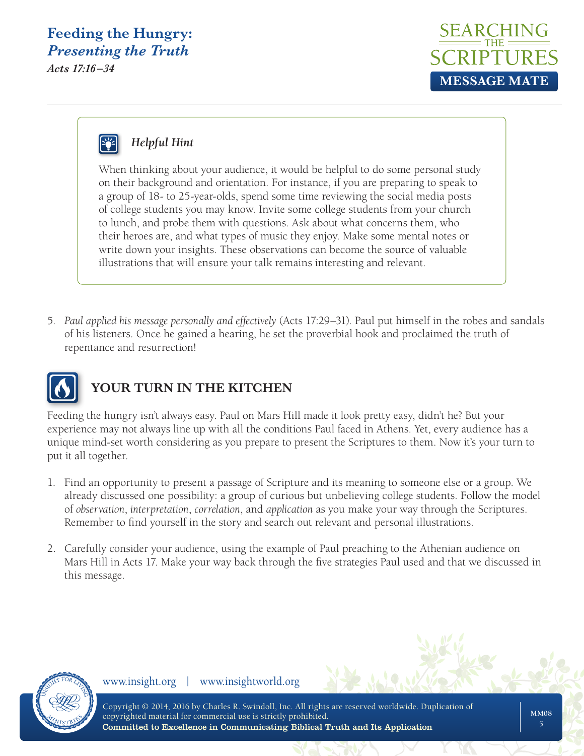### *Helpful Hint*

When thinking about your audience, it would be helpful to do some personal study on their background and orientation. For instance, if you are preparing to speak to a group of 18- to 25-year-olds, spend some time reviewing the social media posts of college students you may know. Invite some college students from your church to lunch, and probe them with questions. Ask about what concerns them, who their heroes are, and what types of music they enjoy. Make some mental notes or write down your insights. These observations can become the source of valuable illustrations that will ensure your talk remains interesting and relevant.

5. *Paul applied his message personally and effectively* (Acts 17:29–31). Paul put himself in the robes and sandals of his listeners. Once he gained a hearing, he set the proverbial hook and proclaimed the truth of repentance and resurrection!

## YOUR TURN IN THE KITCHEN

Feeding the hungry isn't always easy. Paul on Mars Hill made it look pretty easy, didn't he? But your experience may not always line up with all the conditions Paul faced in Athens. Yet, every audience has a unique mind-set worth considering as you prepare to present the Scriptures to them. Now it's your turn to put it all together.

1. Find an opportunity to present a passage of Scripture and its meaning to someone else or a group. We already discussed one possibility: a group of curious but unbelieving college students. Follow the model of *observation*, *interpretation*, *correlation*, and *application* as you make your way through the Scriptures. Remember to find yourself in the story and search out relevant and personal illustrations.

2. Carefully consider your audience, using the example of Paul preaching to the Athenian audience on Mars Hill in Acts 17. Make your way back through the five strategies Paul used and that we discussed in this message.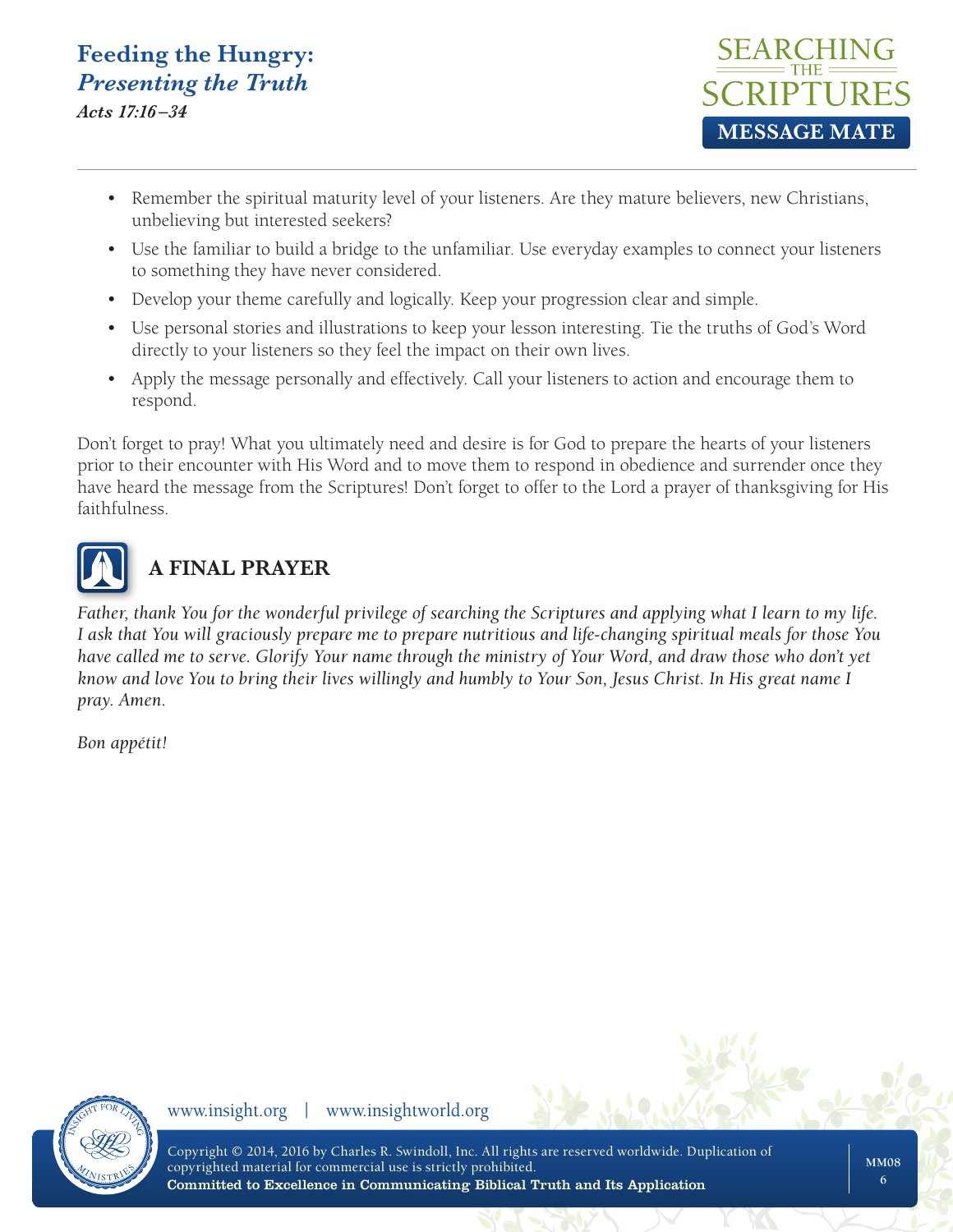- Remember the spiritual maturity level of your listeners. Are they mature believers, new Christians, unbelieving but interested seekers?
- Use the familiar to build a bridge to the unfamiliar. Use everyday examples to connect your listeners to something they have never considered.
- Develop your theme carefully and logically. Keep your progression clear and simple.
- Use personal stories and illustrations to keep your lesson interesting. Tie the truths of God's Word directly to your listeners so they feel the impact on their own lives.
- Apply the message personally and effectively. Call your listeners to action and encourage them to respond.

Don't forget to pray! What you ultimately need and desire is for God to prepare the hearts of your listeners prior to their encounter with His Word and to move them to respond in obedience and surrender once they have heard the message from the Scriptures! Don't forget to offer to the Lord a prayer of thanksgiving for His faithfulness.

## A FINAL PRAYER

*Father, thank You for the wonderful privilege of searching the Scriptures and applying what I learn to my life. I ask that You will graciously prepare me to prepare nutritious and life-changing spiritual meals for those You have called me to serve. Glorify Your name through the ministry of Your Word, and draw those who don't yet know and love You to bring their lives willingly and humbly to Your Son, Jesus Christ. In His great name I pray. Amen.*

*Bon appétit!*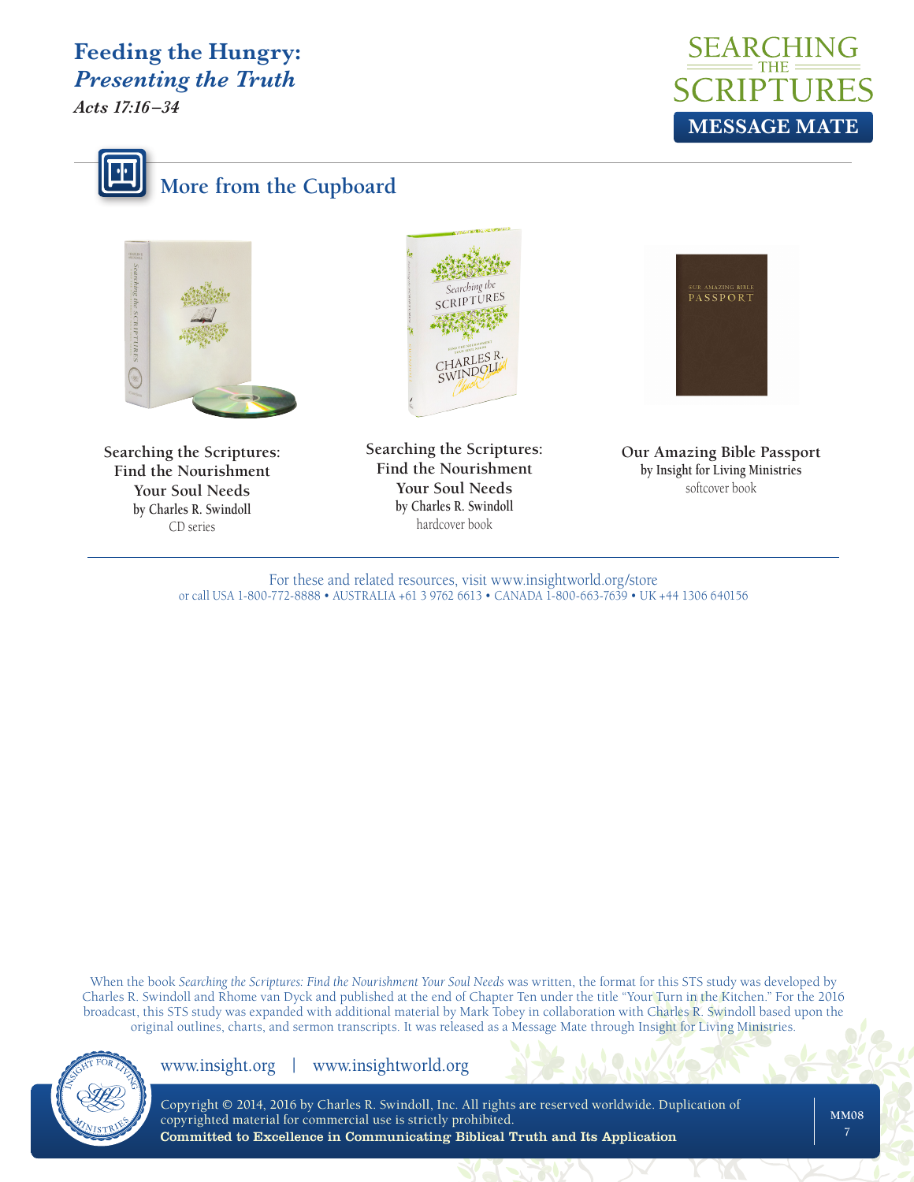# Feeding the Hungry: *Presenting the Truth*

*Acts 17:16–34*

## More from the Cupboard

**Searching the Scriptures: Find the Nourishment Your Soul Needs**
by Charles R. Swindoll
CD series

**Searching the Scriptures: Find the Nourishment Your Soul Needs**
by Charles R. Swindoll
hardcover book

**Our Amazing Bible Passport**
by Insight for Living Ministries
softcover book

For these and related resources, visit www.insightworld.org/store
or call USA 1-800-772-8888 • AUSTRALIA +61 3 9762 6613 • CANADA 1-800-663-7639 • UK +44 1306 640156

When the book *Searching the Scriptures: Find the Nourishment Your Soul Needs* was written, the format for this STS study was developed by Charles R. Swindoll and Rhome van Dyck and published at the end of Chapter Ten under the title "Your Turn in the Kitchen." For the 2016 broadcast, this STS study was expanded with additional material by Mark Tobey in collaboration with Charles R. Swindoll based upon the original outlines, charts, and sermon transcripts. It was released as a Message Mate through Insight for Living Ministries.

www.insight.org | www.insightworld.org

Copyright © 2014, 2016 by Charles R. Swindoll, Inc. All rights are reserved worldwide. Duplication of copyrighted material for commercial use is strictly prohibited.
**Committed to Excellence in Communicating Biblical Truth and Its Application**